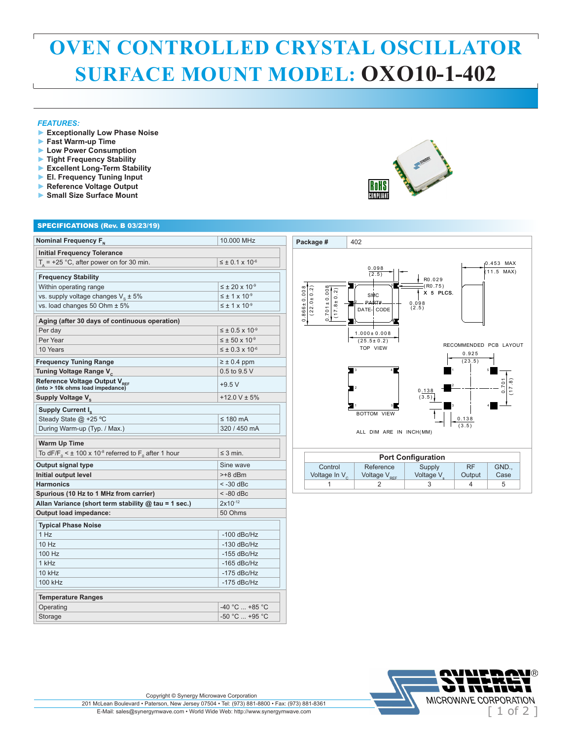# OVEN CONTROLLED CRYSTAL OSCILLATOR SURFACE MOUNT MODEL: OXO10-1-402

*FEATURES:*

- **Exceptionally Low Phase Noise**
- **Fast Warm-up Time**
- **Low Power Consumption**
- **Tight Frequency Stability**
- **Excellent Long-Term Stability**
- **El. Frequency Tuning Input**
- **Reference Voltage Output**
- **Small Size Surface Mount**

RoHS COMPLIANT

## SPECIFICATIONS (Rev. B 03/23/19)

| Parameter | Value |
|---|---|
| **Nominal Frequency $F_N$** | 10.000 MHz |
| **Initial Frequency Tolerance** | |
| $T_A$ = +25 °C, after power on for 30 min. | ≤ ± 0.1 x $10^{-6}$ |
| **Frequency Stability** | |
| Within operating range | ≤ ± 20 x $10^{-9}$ |
| vs. supply voltage changes $V_S$ ± 5% | ≤ ± 1 x $10^{-9}$ |
| vs. load changes 50 Ohm ± 5% | ≤ ± 1 x $10^{-9}$ |
| **Aging (after 30 days of continuous operation)** | |
| Per day | ≤ ± 0.5 x $10^{-9}$ |
| Per Year | ≤ ± 50 x $10^{-9}$ |
| 10 Years | ≤ ± 0.3 x $10^{-6}$ |
| **Frequency Tuning Range** | ≥ ± 0.4 ppm |
| **Tuning Voltage Range $V_C$** | 0.5 to 9.5 V |
| **Reference Voltage Output $V_{REF}$** (into > 10k ohms load impedance) | +9.5 V |
| **Supply Voltage $V_S$** | +12.0 V ± 5% |
| **Supply Current $I_S$** | |
| Steady State @ +25 ºC | ≤ 180 mA |
| During Warm-up (Typ. / Max.) | 320 / 450 mA |
| **Warm Up Time** | |
| To $dF/F_0$ < ± 100 x $10^{-8}$ referred to $F_0$ after 1 hour | ≤ 3 min. |
| **Output signal type** | Sine wave |
| **Initial output level** | >+8 dBm |
| **Harmonics** | < -30 dBc |
| **Spurious (10 Hz to 1 MHz from carrier)** | < -80 dBc |
| **Allan Variance (short term stability @ tau = 1 sec.)** | 2x$10^{-12}$ |
| **Output load impedance:** | 50 Ohms |
| **Typical Phase Noise** | |
| 1 Hz | -100 dBc/Hz |
| 10 Hz | -130 dBc/Hz |
| 100 Hz | -155 dBc/Hz |
| 1 kHz | -165 dBc/Hz |
| 10 kHz | -175 dBc/Hz |
| 100 kHz | -175 dBc/Hz |
| **Temperature Ranges** | |
| Operating | -40 °C ... +85 °C |
| Storage | -50 °C ... +95 °C |

**Package #** 402

TOP VIEW: 1.000±0.008 (25.5±0.2); 0.866±0.008 (22.0±0.2); 0.701±0.008 (17.8±0.2); 0.098 (2.5); R0.029 (R0.75) X 5 PLCS.; 0.098 (2.5); 0.453 MAX (11.5 MAX); SMC PART# DATE- CODE

BOTTOM VIEW

RECOMMENDED PCB LAYOUT: 0.925 (23.5); 0.701 (17.8); 0.138 (3.5); 0.138 (3.5)

ALL DIM ARE IN INCH(MM)

**Port Configuration**

| Control Voltage In $V_C$ | Reference Voltage $V_{REF}$ | Supply Voltage $V_S$ | RF Output | GND., Case |
|---|---|---|---|---|
| 1 | 2 | 3 | 4 | 5 |

Copyright © Synergy Microwave Corporation
201 McLean Boulevard • Paterson, New Jersey 07504 • Tel: (973) 881-8800 • Fax: (973) 881-8361
E-Mail: sales@synergymwave.com • World Wide Web: http://www.synergymwave.com

SYNERGY® MICROWAVE CORPORATION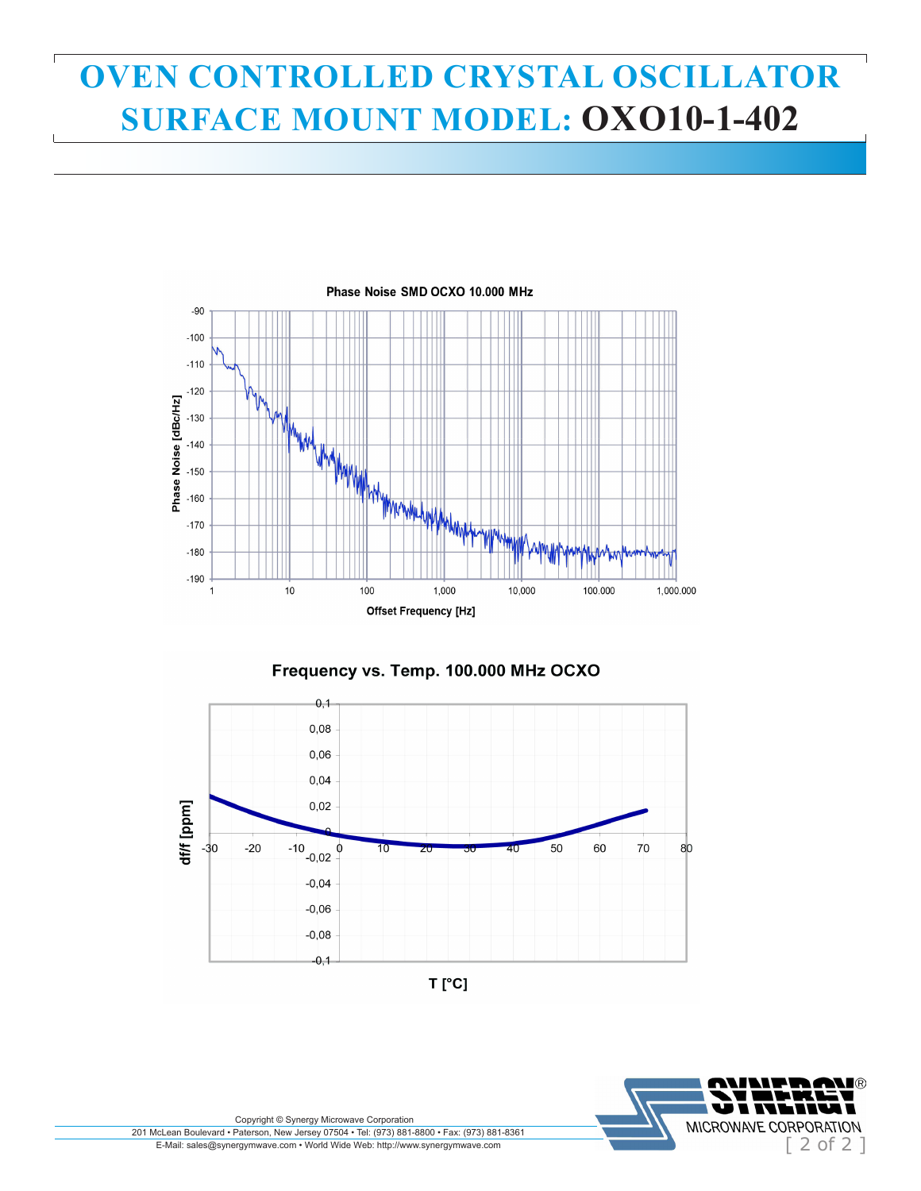# OVEN CONTROLLED CRYSTAL OSCILLATOR SURFACE MOUNT MODEL: OXO10-1-402

Phase Noise SMD OCXO 10.000 MHz

Phase Noise [dBc/Hz]

-90
-100
-110
-120
-130
-140
-150
-160
-170
-180
-190

1
10
100
1,000
10,000
100,000
1,000,000

Offset Frequency [Hz]

Frequency vs. Temp. 100.000 MHz OCXO

df/f [ppm]

0,1
0,08
0,06
0,04
0,02
0
-0,02
-0,04
-0,06
-0,08
-0,1

-30
-20
-10
0
10
20
30
40
50
60
70
80

T [°C]

Copyright © Synergy Microwave Corporation

201 McLean Boulevard • Paterson, New Jersey 07504 • Tel: (973) 881-8800 • Fax: (973) 881-8361

E-Mail: sales@synergymwave.com • World Wide Web: http://www.synergymwave.com

SYNERGY® MICROWAVE CORPORATION